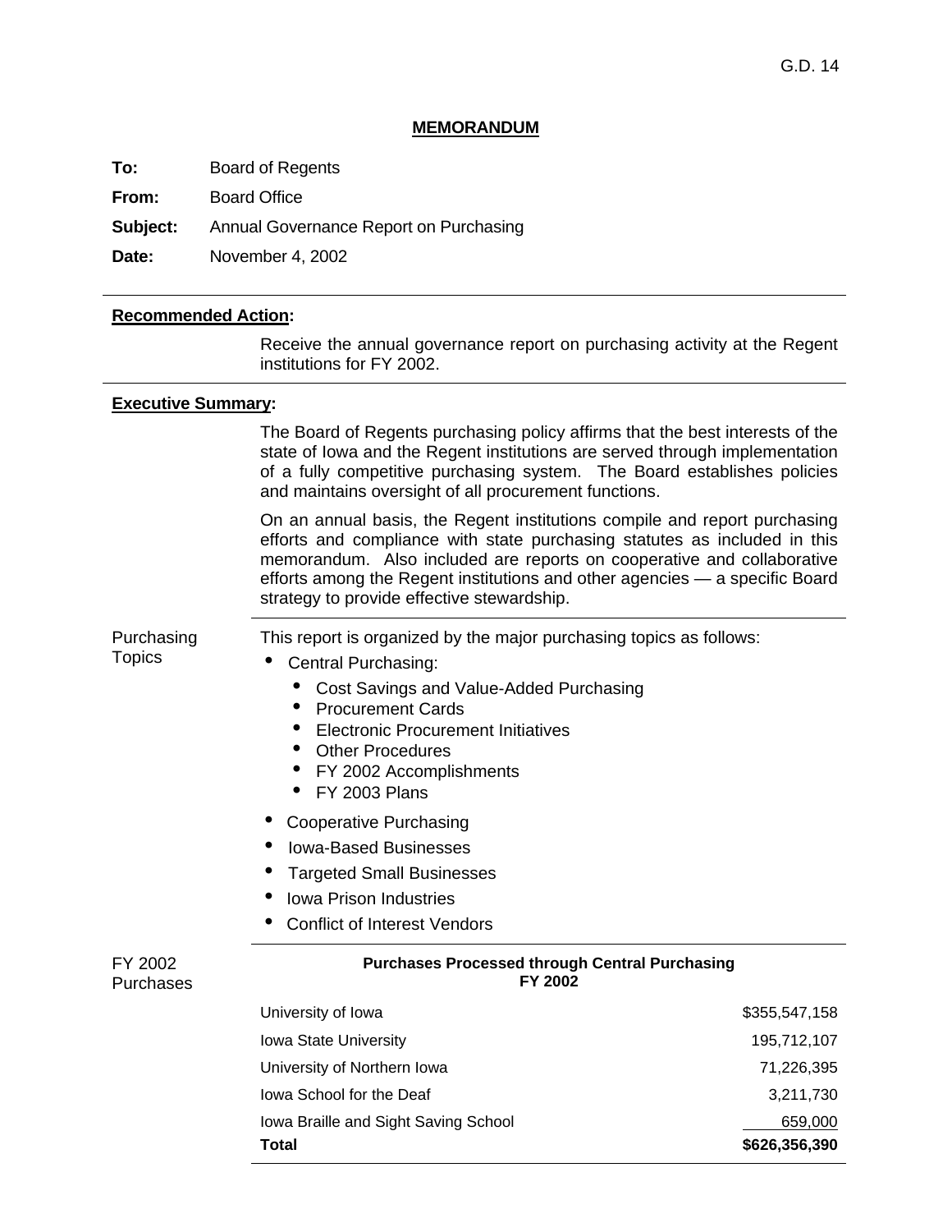G.D. 14

# MEMORANDUM

**To:** Board of Regents

**From:** Board Office

**Subject:** Annual Governance Report on Purchasing

**Date:** November 4, 2002

---

## Recommended Action:

Receive the annual governance report on purchasing activity at the Regent institutions for FY 2002.

---

## Executive Summary:

The Board of Regents purchasing policy affirms that the best interests of the state of Iowa and the Regent institutions are served through implementation of a fully competitive purchasing system. The Board establishes policies and maintains oversight of all procurement functions.

On an annual basis, the Regent institutions compile and report purchasing efforts and compliance with state purchasing statutes as included in this memorandum. Also included are reports on cooperative and collaborative efforts among the Regent institutions and other agencies — a specific Board strategy to provide effective stewardship.

---

**Purchasing Topics**

This report is organized by the major purchasing topics as follows:

- Central Purchasing:
  - Cost Savings and Value-Added Purchasing
  - Procurement Cards
  - Electronic Procurement Initiatives
  - Other Procedures
  - FY 2002 Accomplishments
  - FY 2003 Plans
- Cooperative Purchasing
- Iowa-Based Businesses
- Targeted Small Businesses
- Iowa Prison Industries
- Conflict of Interest Vendors

---

**FY 2002 Purchases**

**Purchases Processed through Central Purchasing FY 2002**

| Institution | Amount |
|---|---|
| University of Iowa | $355,547,158 |
| Iowa State University | 195,712,107 |
| University of Northern Iowa | 71,226,395 |
| Iowa School for the Deaf | 3,211,730 |
| Iowa Braille and Sight Saving School | 659,000 |
| **Total** | **$626,356,390** |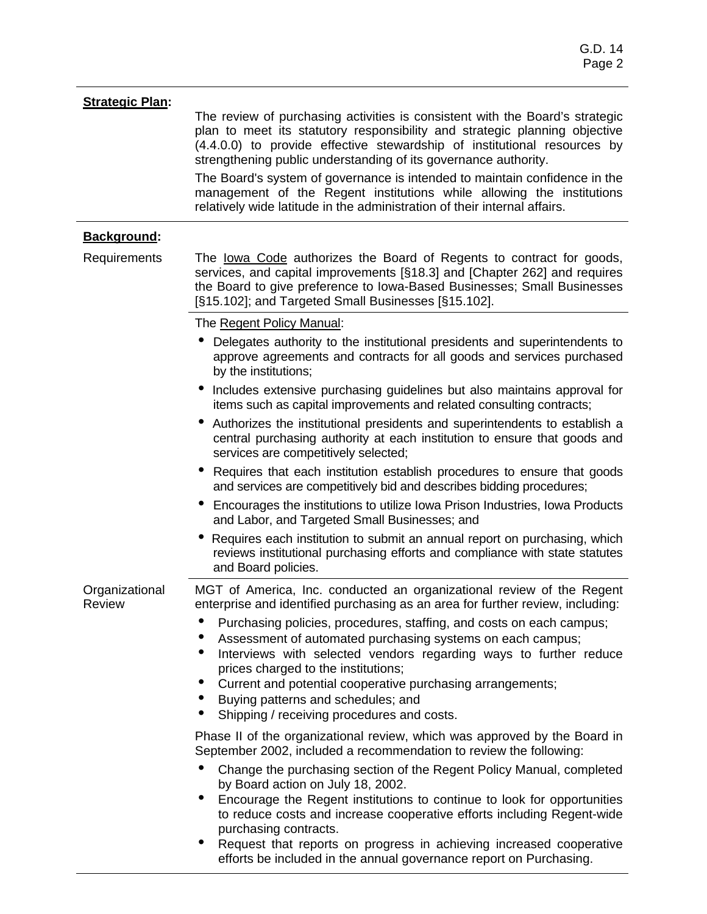**Strategic Plan:**

The review of purchasing activities is consistent with the Board's strategic plan to meet its statutory responsibility and strategic planning objective (4.4.0.0) to provide effective stewardship of institutional resources by strengthening public understanding of its governance authority.

The Board's system of governance is intended to maintain confidence in the management of the Regent institutions while allowing the institutions relatively wide latitude in the administration of their internal affairs.

**Background:**

**Requirements**

The Iowa Code authorizes the Board of Regents to contract for goods, services, and capital improvements [§18.3] and [Chapter 262] and requires the Board to give preference to Iowa-Based Businesses; Small Businesses [§15.102]; and Targeted Small Businesses [§15.102].

The Regent Policy Manual:

- Delegates authority to the institutional presidents and superintendents to approve agreements and contracts for all goods and services purchased by the institutions;
- Includes extensive purchasing guidelines but also maintains approval for items such as capital improvements and related consulting contracts;
- Authorizes the institutional presidents and superintendents to establish a central purchasing authority at each institution to ensure that goods and services are competitively selected;
- Requires that each institution establish procedures to ensure that goods and services are competitively bid and describes bidding procedures;
- Encourages the institutions to utilize Iowa Prison Industries, Iowa Products and Labor, and Targeted Small Businesses; and
- Requires each institution to submit an annual report on purchasing, which reviews institutional purchasing efforts and compliance with state statutes and Board policies.

**Organizational Review**

MGT of America, Inc. conducted an organizational review of the Regent enterprise and identified purchasing as an area for further review, including:

- Purchasing policies, procedures, staffing, and costs on each campus;
- Assessment of automated purchasing systems on each campus;
- Interviews with selected vendors regarding ways to further reduce prices charged to the institutions;
- Current and potential cooperative purchasing arrangements;
- Buying patterns and schedules; and
- Shipping / receiving procedures and costs.

Phase II of the organizational review, which was approved by the Board in September 2002, included a recommendation to review the following:

- Change the purchasing section of the Regent Policy Manual, completed by Board action on July 18, 2002.
- Encourage the Regent institutions to continue to look for opportunities to reduce costs and increase cooperative efforts including Regent-wide purchasing contracts.
- Request that reports on progress in achieving increased cooperative efforts be included in the annual governance report on Purchasing.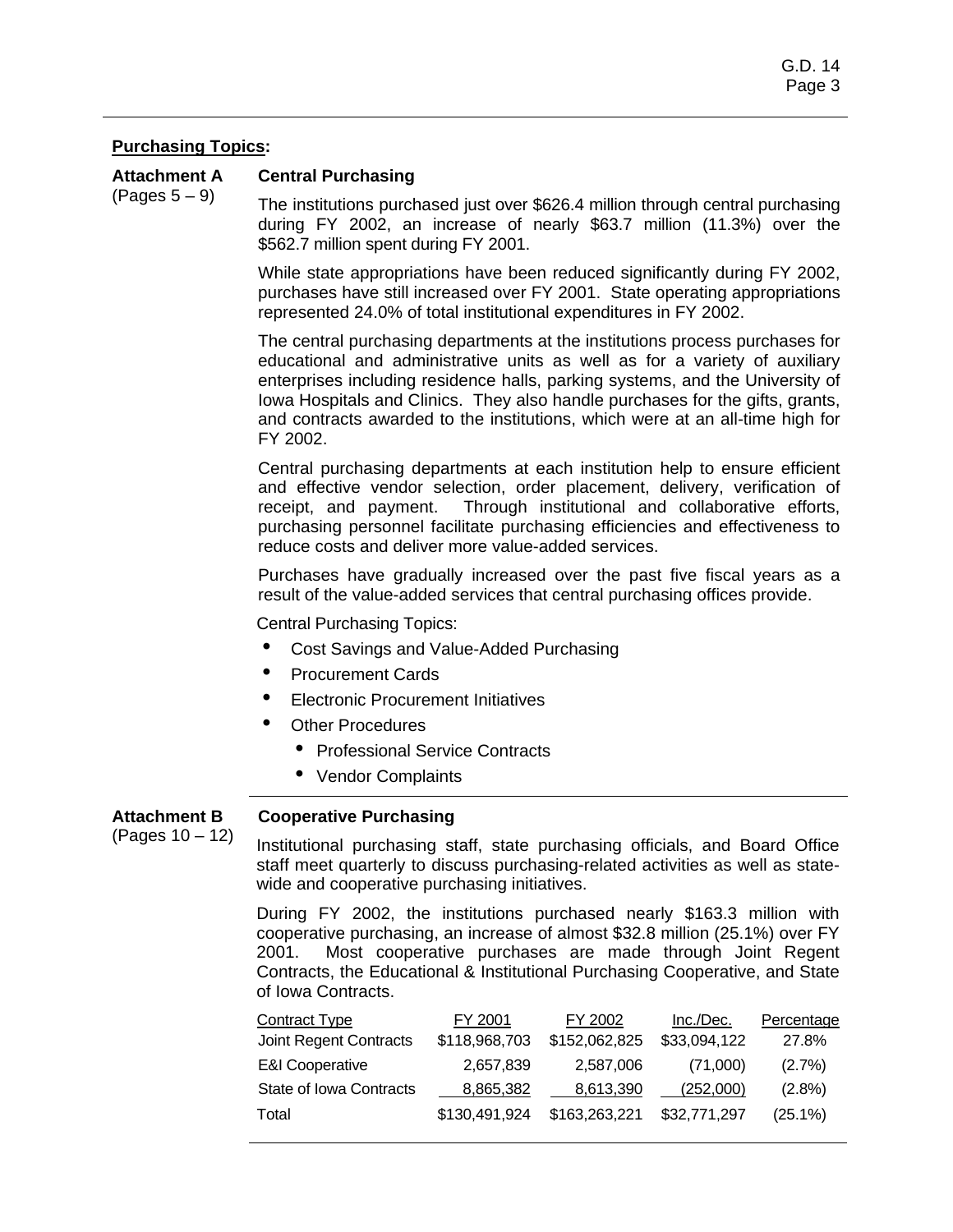**Purchasing Topics:**

**Attachment A** (Pages 5 – 9)

**Central Purchasing**

The institutions purchased just over $626.4 million through central purchasing during FY 2002, an increase of nearly $63.7 million (11.3%) over the $562.7 million spent during FY 2001.

While state appropriations have been reduced significantly during FY 2002, purchases have still increased over FY 2001. State operating appropriations represented 24.0% of total institutional expenditures in FY 2002.

The central purchasing departments at the institutions process purchases for educational and administrative units as well as for a variety of auxiliary enterprises including residence halls, parking systems, and the University of Iowa Hospitals and Clinics. They also handle purchases for the gifts, grants, and contracts awarded to the institutions, which were at an all-time high for FY 2002.

Central purchasing departments at each institution help to ensure efficient and effective vendor selection, order placement, delivery, verification of receipt, and payment. Through institutional and collaborative efforts, purchasing personnel facilitate purchasing efficiencies and effectiveness to reduce costs and deliver more value-added services.

Purchases have gradually increased over the past five fiscal years as a result of the value-added services that central purchasing offices provide.

Central Purchasing Topics:

- Cost Savings and Value-Added Purchasing
- Procurement Cards
- Electronic Procurement Initiatives
- Other Procedures
  - Professional Service Contracts
  - Vendor Complaints

---

**Attachment B** (Pages 10 – 12)

**Cooperative Purchasing**

Institutional purchasing staff, state purchasing officials, and Board Office staff meet quarterly to discuss purchasing-related activities as well as state-wide and cooperative purchasing initiatives.

During FY 2002, the institutions purchased nearly $163.3 million with cooperative purchasing, an increase of almost $32.8 million (25.1%) over FY 2001. Most cooperative purchases are made through Joint Regent Contracts, the Educational & Institutional Purchasing Cooperative, and State of Iowa Contracts.

| Contract Type | FY 2001 | FY 2002 | Inc./Dec. | Percentage |
|---|---|---|---|---|
| Joint Regent Contracts | $118,968,703 | $152,062,825 | $33,094,122 | 27.8% |
| E&I Cooperative | 2,657,839 | 2,587,006 | (71,000) | (2.7%) |
| State of Iowa Contracts | 8,865,382 | 8,613,390 | (252,000) | (2.8%) |
| Total | $130,491,924 | $163,263,221 | $32,771,297 | (25.1%) |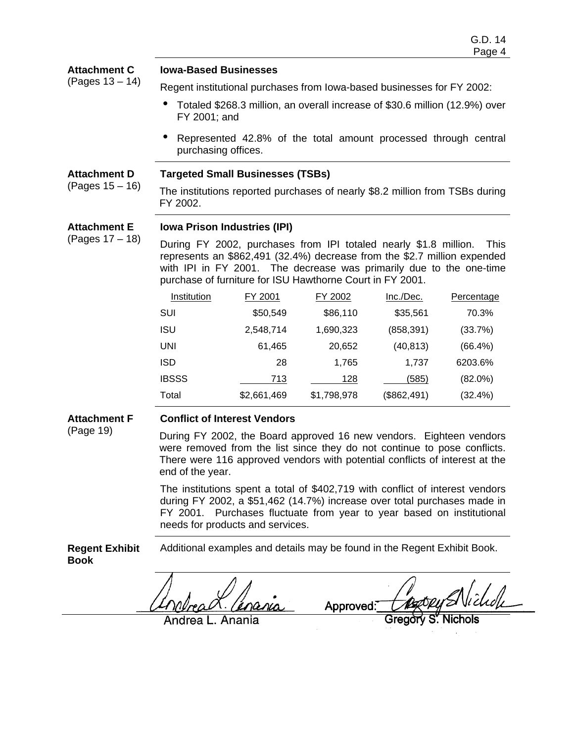**Attachment C** (Pages 13 – 14)

**Iowa-Based Businesses**

Regent institutional purchases from Iowa-based businesses for FY 2002:

- Totaled $268.3 million, an overall increase of $30.6 million (12.9%) over FY 2001; and
- Represented 42.8% of the total amount processed through central purchasing offices.

**Attachment D** (Pages 15 – 16)

**Targeted Small Businesses (TSBs)**

The institutions reported purchases of nearly $8.2 million from TSBs during FY 2002.

**Attachment E** (Pages 17 – 18)

**Iowa Prison Industries (IPI)**

During FY 2002, purchases from IPI totaled nearly $1.8 million. This represents an $862,491 (32.4%) decrease from the $2.7 million expended with IPI in FY 2001. The decrease was primarily due to the one-time purchase of furniture for ISU Hawthorne Court in FY 2001.

| Institution | FY 2001 | FY 2002 | Inc./Dec. | Percentage |
|---|---|---|---|---|
| SUI | $50,549 | $86,110 | $35,561 | 70.3% |
| ISU | 2,548,714 | 1,690,323 | (858,391) | (33.7%) |
| UNI | 61,465 | 20,652 | (40,813) | (66.4%) |
| ISD | 28 | 1,765 | 1,737 | 6203.6% |
| IBSSS | 713 | 128 | (585) | (82.0%) |
| Total | $2,661,469 | $1,798,978 | ($862,491) | (32.4%) |

**Attachment F** (Page 19)

**Conflict of Interest Vendors**

During FY 2002, the Board approved 16 new vendors. Eighteen vendors were removed from the list since they do not continue to pose conflicts. There were 116 approved vendors with potential conflicts of interest at the end of the year.

The institutions spent a total of $402,719 with conflict of interest vendors during FY 2002, a $51,462 (14.7%) increase over total purchases made in FY 2001. Purchases fluctuate from year to year based on institutional needs for products and services.

**Regent Exhibit Book**

Additional examples and details may be found in the Regent Exhibit Book.

Andrea L. Anania

Approved: Gregory S. Nichols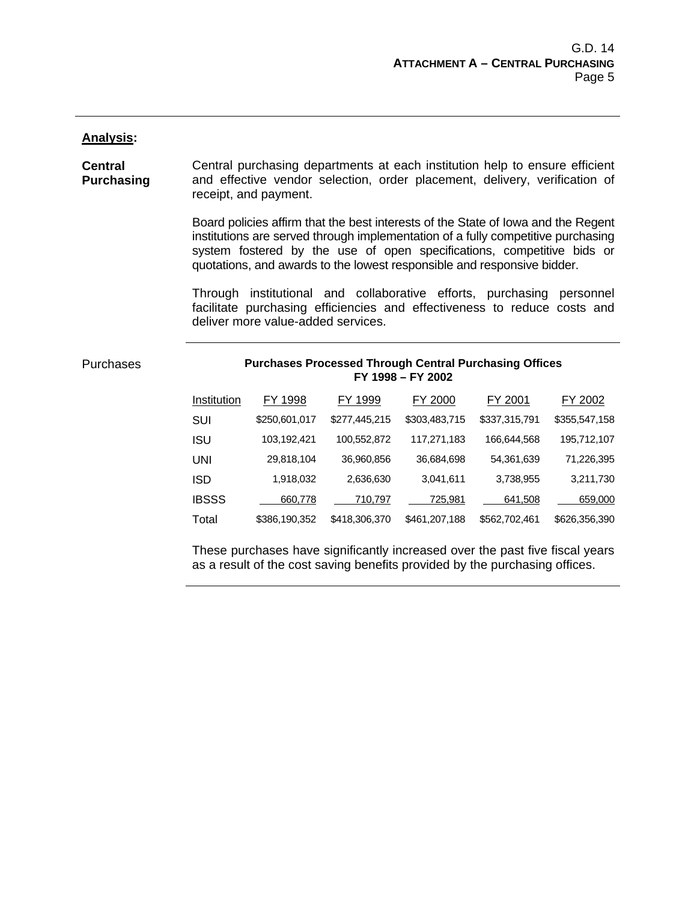## **Analysis:**

**Central Purchasing**

Central purchasing departments at each institution help to ensure efficient and effective vendor selection, order placement, delivery, verification of receipt, and payment.

Board policies affirm that the best interests of the State of Iowa and the Regent institutions are served through implementation of a fully competitive purchasing system fostered by the use of open specifications, competitive bids or quotations, and awards to the lowest responsible and responsive bidder.

Through institutional and collaborative efforts, purchasing personnel facilitate purchasing efficiencies and effectiveness to reduce costs and deliver more value-added services.

Purchases

**Purchases Processed Through Central Purchasing Offices FY 1998 – FY 2002**

| Institution | FY 1998 | FY 1999 | FY 2000 | FY 2001 | FY 2002 |
|---|---|---|---|---|---|
| SUI | $250,601,017 | $277,445,215 | $303,483,715 | $337,315,791 | $355,547,158 |
| ISU | 103,192,421 | 100,552,872 | 117,271,183 | 166,644,568 | 195,712,107 |
| UNI | 29,818,104 | 36,960,856 | 36,684,698 | 54,361,639 | 71,226,395 |
| ISD | 1,918,032 | 2,636,630 | 3,041,611 | 3,738,955 | 3,211,730 |
| IBSSS | 660,778 | 710,797 | 725,981 | 641,508 | 659,000 |
| Total | $386,190,352 | $418,306,370 | $461,207,188 | $562,702,461 | $626,356,390 |

These purchases have significantly increased over the past five fiscal years as a result of the cost saving benefits provided by the purchasing offices.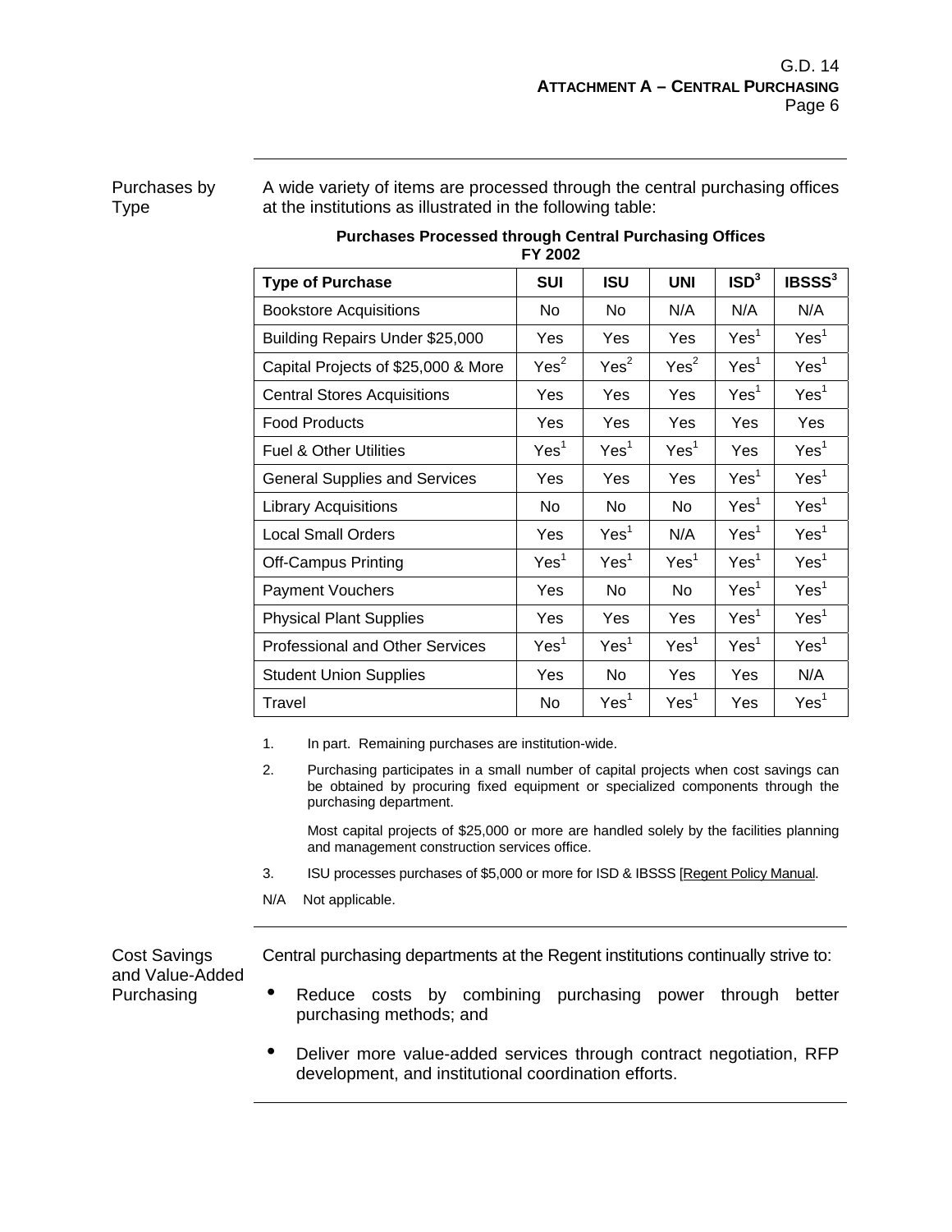Purchases by Type

A wide variety of items are processed through the central purchasing offices at the institutions as illustrated in the following table:

**Purchases Processed through Central Purchasing Offices FY 2002**

| Type of Purchase | SUI | ISU | UNI | ISD[3] | IBSSS[3] |
|---|---|---|---|---|---|
| Bookstore Acquisitions | No | No | N/A | N/A | N/A |
| Building Repairs Under $25,000 | Yes | Yes | Yes | Yes[1] | Yes[1] |
| Capital Projects of $25,000 & More | Yes[2] | Yes[2] | Yes[2] | Yes[1] | Yes[1] |
| Central Stores Acquisitions | Yes | Yes | Yes | Yes[1] | Yes[1] |
| Food Products | Yes | Yes | Yes | Yes | Yes |
| Fuel & Other Utilities | Yes[1] | Yes[1] | Yes[1] | Yes | Yes[1] |
| General Supplies and Services | Yes | Yes | Yes | Yes[1] | Yes[1] |
| Library Acquisitions | No | No | No | Yes[1] | Yes[1] |
| Local Small Orders | Yes | Yes[1] | N/A | Yes[1] | Yes[1] |
| Off-Campus Printing | Yes[1] | Yes[1] | Yes[1] | Yes[1] | Yes[1] |
| Payment Vouchers | Yes | No | No | Yes[1] | Yes[1] |
| Physical Plant Supplies | Yes | Yes | Yes | Yes[1] | Yes[1] |
| Professional and Other Services | Yes[1] | Yes[1] | Yes[1] | Yes[1] | Yes[1] |
| Student Union Supplies | Yes | No | Yes | Yes | N/A |
| Travel | No | Yes[1] | Yes[1] | Yes | Yes[1] |

1. In part. Remaining purchases are institution-wide.
2. Purchasing participates in a small number of capital projects when cost savings can be obtained by procuring fixed equipment or specialized components through the purchasing department.

   Most capital projects of $25,000 or more are handled solely by the facilities planning and management construction services office.
3. ISU processes purchases of $5,000 or more for ISD & IBSSS [Regent Policy Manual.

N/A Not applicable.

Cost Savings and Value-Added Purchasing

Central purchasing departments at the Regent institutions continually strive to:

- Reduce costs by combining purchasing power through better purchasing methods; and
- Deliver more value-added services through contract negotiation, RFP development, and institutional coordination efforts.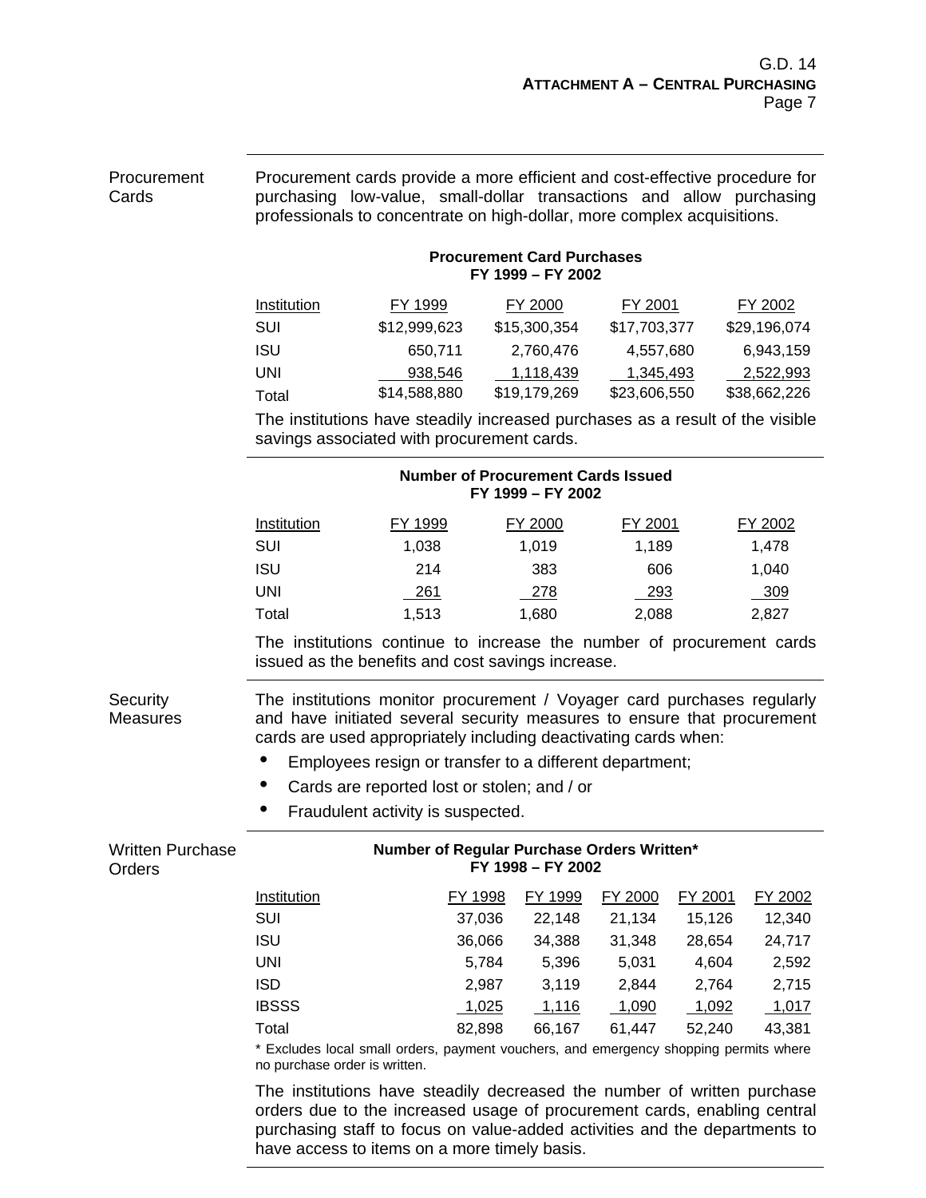## Procurement Cards

Procurement cards provide a more efficient and cost-effective procedure for purchasing low-value, small-dollar transactions and allow purchasing professionals to concentrate on high-dollar, more complex acquisitions.

**Procurement Card Purchases**
**FY 1999 – FY 2002**

| Institution | FY 1999 | FY 2000 | FY 2001 | FY 2002 |
|---|---|---|---|---|
| SUI | $12,999,623 | $15,300,354 | $17,703,377 | $29,196,074 |
| ISU | 650,711 | 2,760,476 | 4,557,680 | 6,943,159 |
| UNI | 938,546 | 1,118,439 | 1,345,493 | 2,522,993 |
| Total | $14,588,880 | $19,179,269 | $23,606,550 | $38,662,226 |

The institutions have steadily increased purchases as a result of the visible savings associated with procurement cards.

**Number of Procurement Cards Issued**
**FY 1999 – FY 2002**

| Institution | FY 1999 | FY 2000 | FY 2001 | FY 2002 |
|---|---|---|---|---|
| SUI | 1,038 | 1,019 | 1,189 | 1,478 |
| ISU | 214 | 383 | 606 | 1,040 |
| UNI | 261 | 278 | 293 | 309 |
| Total | 1,513 | 1,680 | 2,088 | 2,827 |

The institutions continue to increase the number of procurement cards issued as the benefits and cost savings increase.

## Security Measures

The institutions monitor procurement / Voyager card purchases regularly and have initiated several security measures to ensure that procurement cards are used appropriately including deactivating cards when:

- Employees resign or transfer to a different department;
- Cards are reported lost or stolen; and / or
- Fraudulent activity is suspected.

## Written Purchase Orders

**Number of Regular Purchase Orders Written***
**FY 1998 – FY 2002**

| Institution | FY 1998 | FY 1999 | FY 2000 | FY 2001 | FY 2002 |
|---|---|---|---|---|---|
| SUI | 37,036 | 22,148 | 21,134 | 15,126 | 12,340 |
| ISU | 36,066 | 34,388 | 31,348 | 28,654 | 24,717 |
| UNI | 5,784 | 5,396 | 5,031 | 4,604 | 2,592 |
| ISD | 2,987 | 3,119 | 2,844 | 2,764 | 2,715 |
| IBSSS | 1,025 | 1,116 | 1,090 | 1,092 | 1,017 |
| Total | 82,898 | 66,167 | 61,447 | 52,240 | 43,381 |

* Excludes local small orders, payment vouchers, and emergency shopping permits where no purchase order is written.

The institutions have steadily decreased the number of written purchase orders due to the increased usage of procurement cards, enabling central purchasing staff to focus on value-added activities and the departments to have access to items on a more timely basis.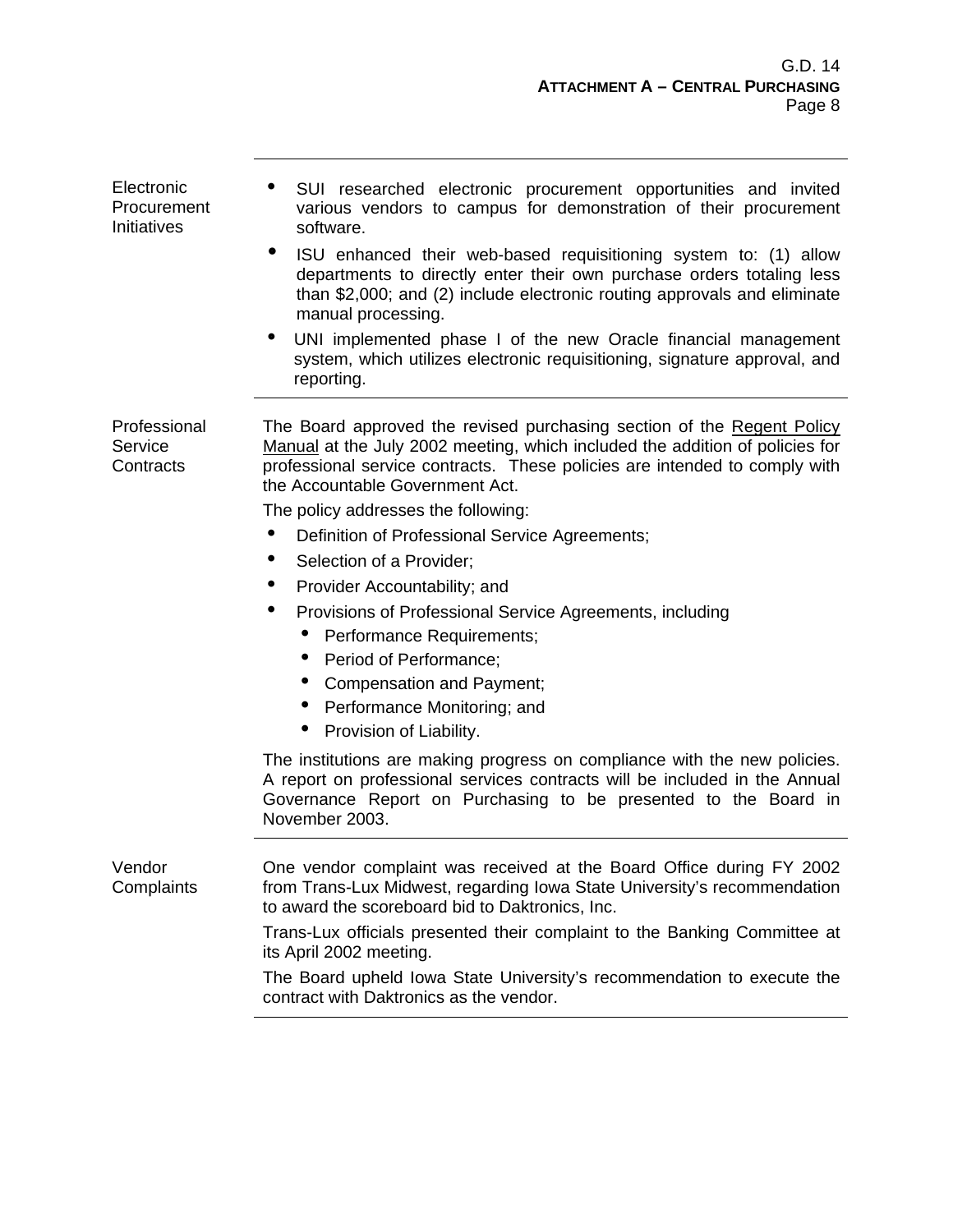**Electronic Procurement Initiatives**

- SUI researched electronic procurement opportunities and invited various vendors to campus for demonstration of their procurement software.
- ISU enhanced their web-based requisitioning system to: (1) allow departments to directly enter their own purchase orders totaling less than $2,000; and (2) include electronic routing approvals and eliminate manual processing.
- UNI implemented phase I of the new Oracle financial management system, which utilizes electronic requisitioning, signature approval, and reporting.

**Professional Service Contracts**

The Board approved the revised purchasing section of the Regent Policy Manual at the July 2002 meeting, which included the addition of policies for professional service contracts. These policies are intended to comply with the Accountable Government Act.

The policy addresses the following:

- Definition of Professional Service Agreements;
- Selection of a Provider;
- Provider Accountability; and
- Provisions of Professional Service Agreements, including
  - Performance Requirements;
  - Period of Performance;
  - Compensation and Payment;
  - Performance Monitoring; and
  - Provision of Liability.

The institutions are making progress on compliance with the new policies. A report on professional services contracts will be included in the Annual Governance Report on Purchasing to be presented to the Board in November 2003.

**Vendor Complaints**

One vendor complaint was received at the Board Office during FY 2002 from Trans-Lux Midwest, regarding Iowa State University's recommendation to award the scoreboard bid to Daktronics, Inc.

Trans-Lux officials presented their complaint to the Banking Committee at its April 2002 meeting.

The Board upheld Iowa State University's recommendation to execute the contract with Daktronics as the vendor.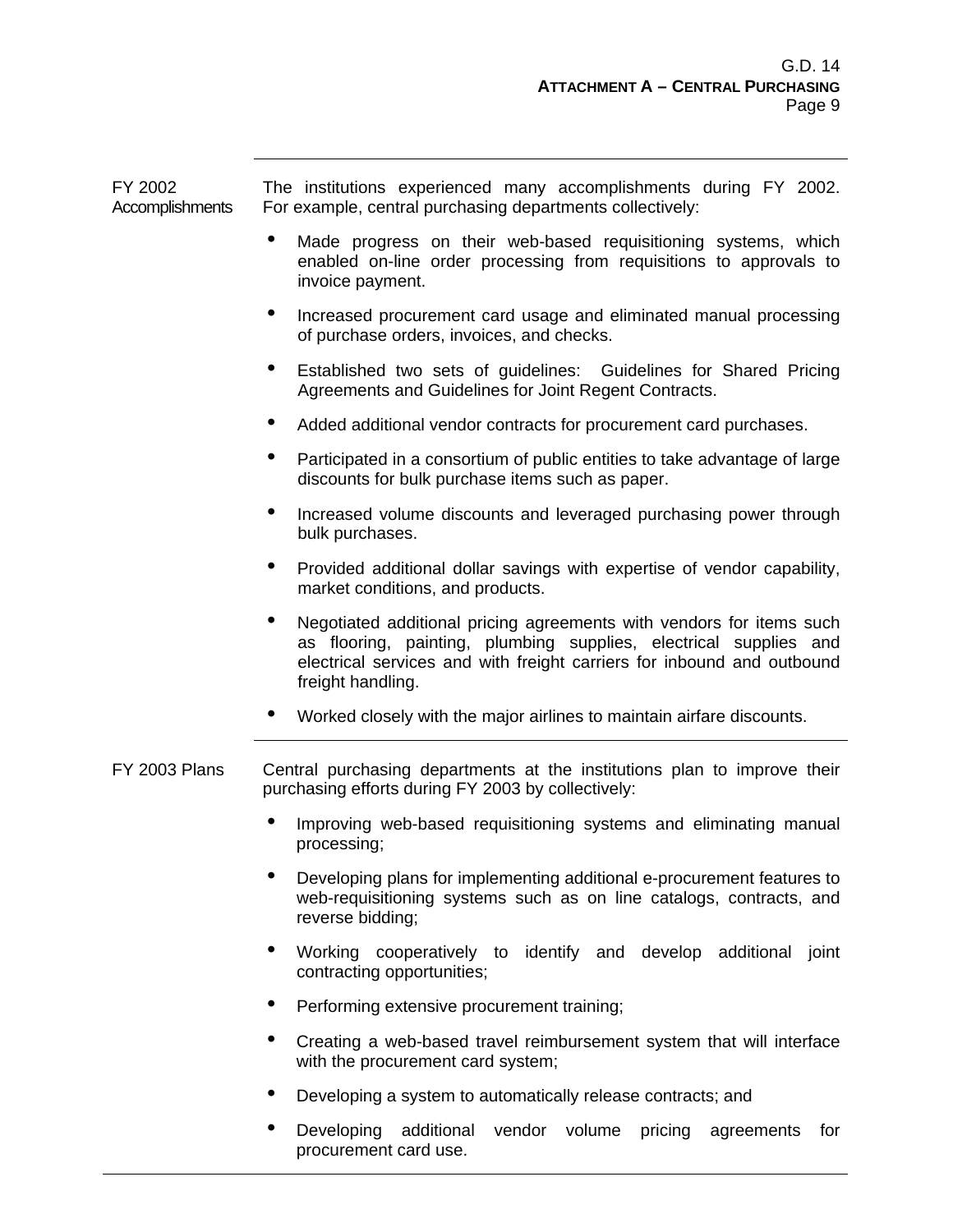## FY 2002 Accomplishments

The institutions experienced many accomplishments during FY 2002. For example, central purchasing departments collectively:

- Made progress on their web-based requisitioning systems, which enabled on-line order processing from requisitions to approvals to invoice payment.
- Increased procurement card usage and eliminated manual processing of purchase orders, invoices, and checks.
- Established two sets of guidelines: Guidelines for Shared Pricing Agreements and Guidelines for Joint Regent Contracts.
- Added additional vendor contracts for procurement card purchases.
- Participated in a consortium of public entities to take advantage of large discounts for bulk purchase items such as paper.
- Increased volume discounts and leveraged purchasing power through bulk purchases.
- Provided additional dollar savings with expertise of vendor capability, market conditions, and products.
- Negotiated additional pricing agreements with vendors for items such as flooring, painting, plumbing supplies, electrical supplies and electrical services and with freight carriers for inbound and outbound freight handling.
- Worked closely with the major airlines to maintain airfare discounts.

## FY 2003 Plans

Central purchasing departments at the institutions plan to improve their purchasing efforts during FY 2003 by collectively:

- Improving web-based requisitioning systems and eliminating manual processing;
- Developing plans for implementing additional e-procurement features to web-requisitioning systems such as on line catalogs, contracts, and reverse bidding;
- Working cooperatively to identify and develop additional joint contracting opportunities;
- Performing extensive procurement training;
- Creating a web-based travel reimbursement system that will interface with the procurement card system;
- Developing a system to automatically release contracts; and
- Developing additional vendor volume pricing agreements for procurement card use.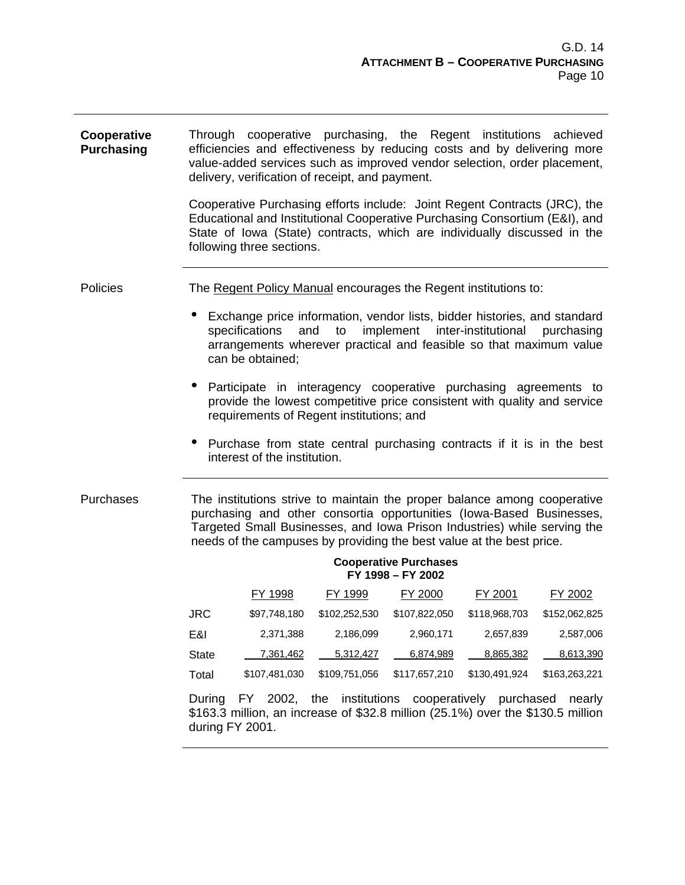**Cooperative Purchasing**

Through cooperative purchasing, the Regent institutions achieved efficiencies and effectiveness by reducing costs and by delivering more value-added services such as improved vendor selection, order placement, delivery, verification of receipt, and payment.

Cooperative Purchasing efforts include: Joint Regent Contracts (JRC), the Educational and Institutional Cooperative Purchasing Consortium (E&I), and State of Iowa (State) contracts, which are individually discussed in the following three sections.

Policies

The Regent Policy Manual encourages the Regent institutions to:

- Exchange price information, vendor lists, bidder histories, and standard specifications and to implement inter-institutional purchasing arrangements wherever practical and feasible so that maximum value can be obtained;
- Participate in interagency cooperative purchasing agreements to provide the lowest competitive price consistent with quality and service requirements of Regent institutions; and
- Purchase from state central purchasing contracts if it is in the best interest of the institution.

Purchases

The institutions strive to maintain the proper balance among cooperative purchasing and other consortia opportunities (Iowa-Based Businesses, Targeted Small Businesses, and Iowa Prison Industries) while serving the needs of the campuses by providing the best value at the best price.

**Cooperative Purchases**
**FY 1998 – FY 2002**

| | FY 1998 | FY 1999 | FY 2000 | FY 2001 | FY 2002 |
|---|---|---|---|---|---|
| JRC | $97,748,180 | $102,252,530 | $107,822,050 | $118,968,703 | $152,062,825 |
| E&I | 2,371,388 | 2,186,099 | 2,960,171 | 2,657,839 | 2,587,006 |
| State | 7,361,462 | 5,312,427 | 6,874,989 | 8,865,382 | 8,613,390 |
| Total | $107,481,030 | $109,751,056 | $117,657,210 | $130,491,924 | $163,263,221 |

During FY 2002, the institutions cooperatively purchased nearly $163.3 million, an increase of $32.8 million (25.1%) over the $130.5 million during FY 2001.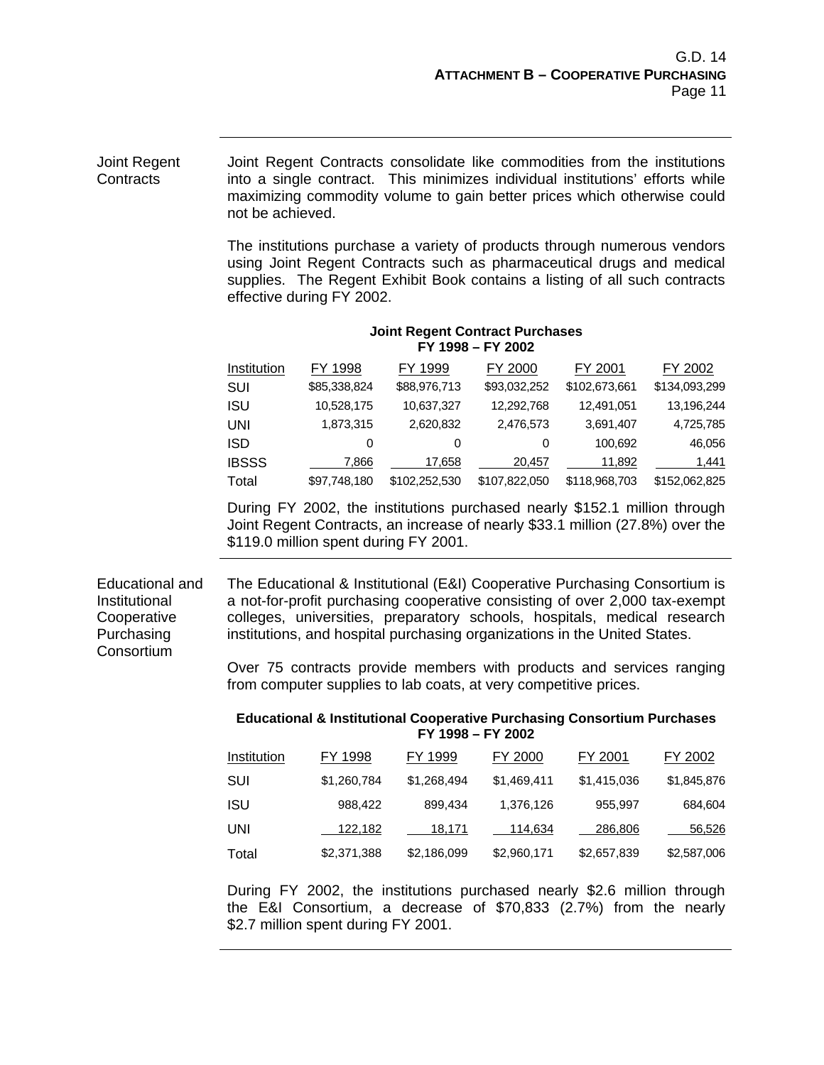## Joint Regent Contracts

Joint Regent Contracts consolidate like commodities from the institutions into a single contract. This minimizes individual institutions' efforts while maximizing commodity volume to gain better prices which otherwise could not be achieved.

The institutions purchase a variety of products through numerous vendors using Joint Regent Contracts such as pharmaceutical drugs and medical supplies. The Regent Exhibit Book contains a listing of all such contracts effective during FY 2002.

**Joint Regent Contract Purchases**
**FY 1998 – FY 2002**

| Institution | FY 1998 | FY 1999 | FY 2000 | FY 2001 | FY 2002 |
|---|---|---|---|---|---|
| SUI | $85,338,824 | $88,976,713 | $93,032,252 | $102,673,661 | $134,093,299 |
| ISU | 10,528,175 | 10,637,327 | 12,292,768 | 12,491,051 | 13,196,244 |
| UNI | 1,873,315 | 2,620,832 | 2,476,573 | 3,691,407 | 4,725,785 |
| ISD | 0 | 0 | 0 | 100,692 | 46,056 |
| IBSSS | 7,866 | 17,658 | 20,457 | 11,892 | 1,441 |
| Total | $97,748,180 | $102,252,530 | $107,822,050 | $118,968,703 | $152,062,825 |

During FY 2002, the institutions purchased nearly $152.1 million through Joint Regent Contracts, an increase of nearly $33.1 million (27.8%) over the $119.0 million spent during FY 2001.

## Educational and Institutional Cooperative Purchasing Consortium

The Educational & Institutional (E&I) Cooperative Purchasing Consortium is a not-for-profit purchasing cooperative consisting of over 2,000 tax-exempt colleges, universities, preparatory schools, hospitals, medical research institutions, and hospital purchasing organizations in the United States.

Over 75 contracts provide members with products and services ranging from computer supplies to lab coats, at very competitive prices.

**Educational & Institutional Cooperative Purchasing Consortium Purchases**
**FY 1998 – FY 2002**

| Institution | FY 1998 | FY 1999 | FY 2000 | FY 2001 | FY 2002 |
|---|---|---|---|---|---|
| SUI | $1,260,784 | $1,268,494 | $1,469,411 | $1,415,036 | $1,845,876 |
| ISU | 988,422 | 899,434 | 1,376,126 | 955,997 | 684,604 |
| UNI | 122,182 | 18,171 | 114,634 | 286,806 | 56,526 |
| Total | $2,371,388 | $2,186,099 | $2,960,171 | $2,657,839 | $2,587,006 |

During FY 2002, the institutions purchased nearly $2.6 million through the E&I Consortium, a decrease of $70,833 (2.7%) from the nearly $2.7 million spent during FY 2001.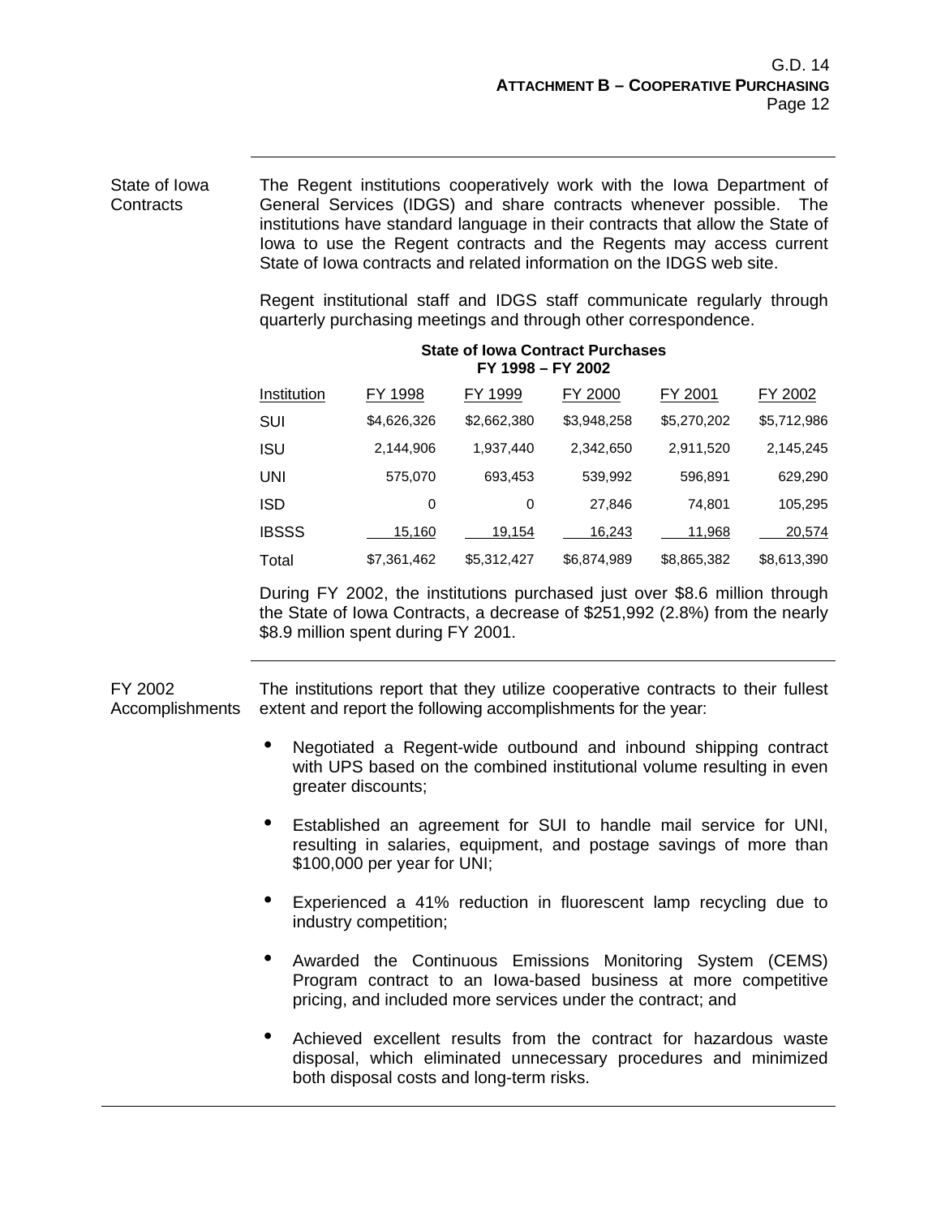## State of Iowa Contracts

The Regent institutions cooperatively work with the Iowa Department of General Services (IDGS) and share contracts whenever possible. The institutions have standard language in their contracts that allow the State of Iowa to use the Regent contracts and the Regents may access current State of Iowa contracts and related information on the IDGS web site.

Regent institutional staff and IDGS staff communicate regularly through quarterly purchasing meetings and through other correspondence.

**State of Iowa Contract Purchases**
**FY 1998 – FY 2002**

| Institution | FY 1998 | FY 1999 | FY 2000 | FY 2001 | FY 2002 |
|---|---|---|---|---|---|
| SUI | $4,626,326 | $2,662,380 | $3,948,258 | $5,270,202 | $5,712,986 |
| ISU | 2,144,906 | 1,937,440 | 2,342,650 | 2,911,520 | 2,145,245 |
| UNI | 575,070 | 693,453 | 539,992 | 596,891 | 629,290 |
| ISD | 0 | 0 | 27,846 | 74,801 | 105,295 |
| IBSSS | 15,160 | 19,154 | 16,243 | 11,968 | 20,574 |
| Total | $7,361,462 | $5,312,427 | $6,874,989 | $8,865,382 | $8,613,390 |

During FY 2002, the institutions purchased just over $8.6 million through the State of Iowa Contracts, a decrease of $251,992 (2.8%) from the nearly $8.9 million spent during FY 2001.

## FY 2002 Accomplishments

The institutions report that they utilize cooperative contracts to their fullest extent and report the following accomplishments for the year:

- Negotiated a Regent-wide outbound and inbound shipping contract with UPS based on the combined institutional volume resulting in even greater discounts;
- Established an agreement for SUI to handle mail service for UNI, resulting in salaries, equipment, and postage savings of more than $100,000 per year for UNI;
- Experienced a 41% reduction in fluorescent lamp recycling due to industry competition;
- Awarded the Continuous Emissions Monitoring System (CEMS) Program contract to an Iowa-based business at more competitive pricing, and included more services under the contract; and
- Achieved excellent results from the contract for hazardous waste disposal, which eliminated unnecessary procedures and minimized both disposal costs and long-term risks.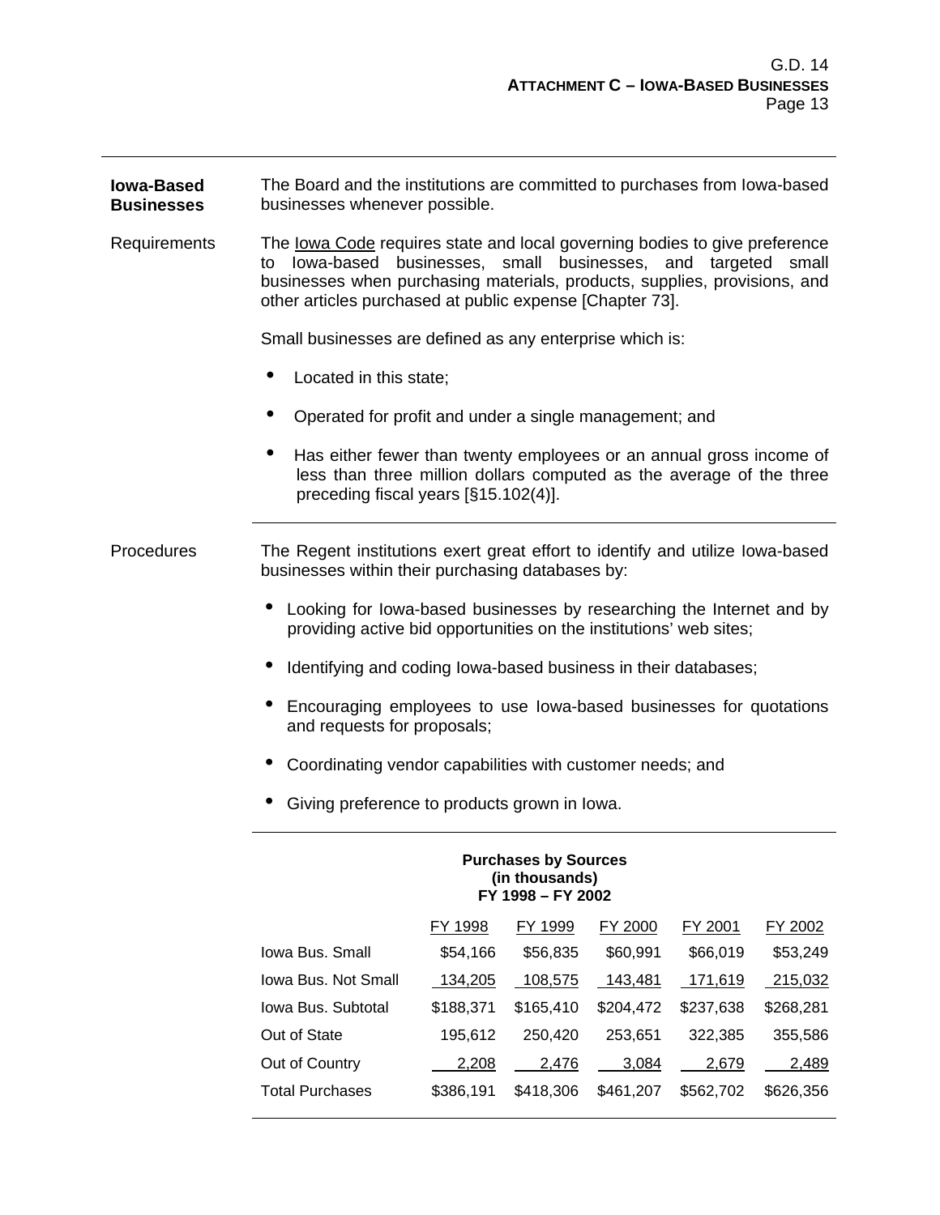**Iowa-Based Businesses**

The Board and the institutions are committed to purchases from Iowa-based businesses whenever possible.

Requirements

The Iowa Code requires state and local governing bodies to give preference to Iowa-based businesses, small businesses, and targeted small businesses when purchasing materials, products, supplies, provisions, and other articles purchased at public expense [Chapter 73].

Small businesses are defined as any enterprise which is:

- Located in this state;
- Operated for profit and under a single management; and
- Has either fewer than twenty employees or an annual gross income of less than three million dollars computed as the average of the three preceding fiscal years [§15.102(4)].

---

Procedures

The Regent institutions exert great effort to identify and utilize Iowa-based businesses within their purchasing databases by:

- Looking for Iowa-based businesses by researching the Internet and by providing active bid opportunities on the institutions' web sites;
- Identifying and coding Iowa-based business in their databases;
- Encouraging employees to use Iowa-based businesses for quotations and requests for proposals;
- Coordinating vendor capabilities with customer needs; and
- Giving preference to products grown in Iowa.

---

**Purchases by Sources**
**(in thousands)**
**FY 1998 – FY 2002**

| | FY 1998 | FY 1999 | FY 2000 | FY 2001 | FY 2002 |
|---|---|---|---|---|---|
| Iowa Bus. Small | $54,166 | $56,835 | $60,991 | $66,019 | $53,249 |
| Iowa Bus. Not Small | 134,205 | 108,575 | 143,481 | 171,619 | 215,032 |
| Iowa Bus. Subtotal | $188,371 | $165,410 | $204,472 | $237,638 | $268,281 |
| Out of State | 195,612 | 250,420 | 253,651 | 322,385 | 355,586 |
| Out of Country | 2,208 | 2,476 | 3,084 | 2,679 | 2,489 |
| Total Purchases | $386,191 | $418,306 | $461,207 | $562,702 | $626,356 |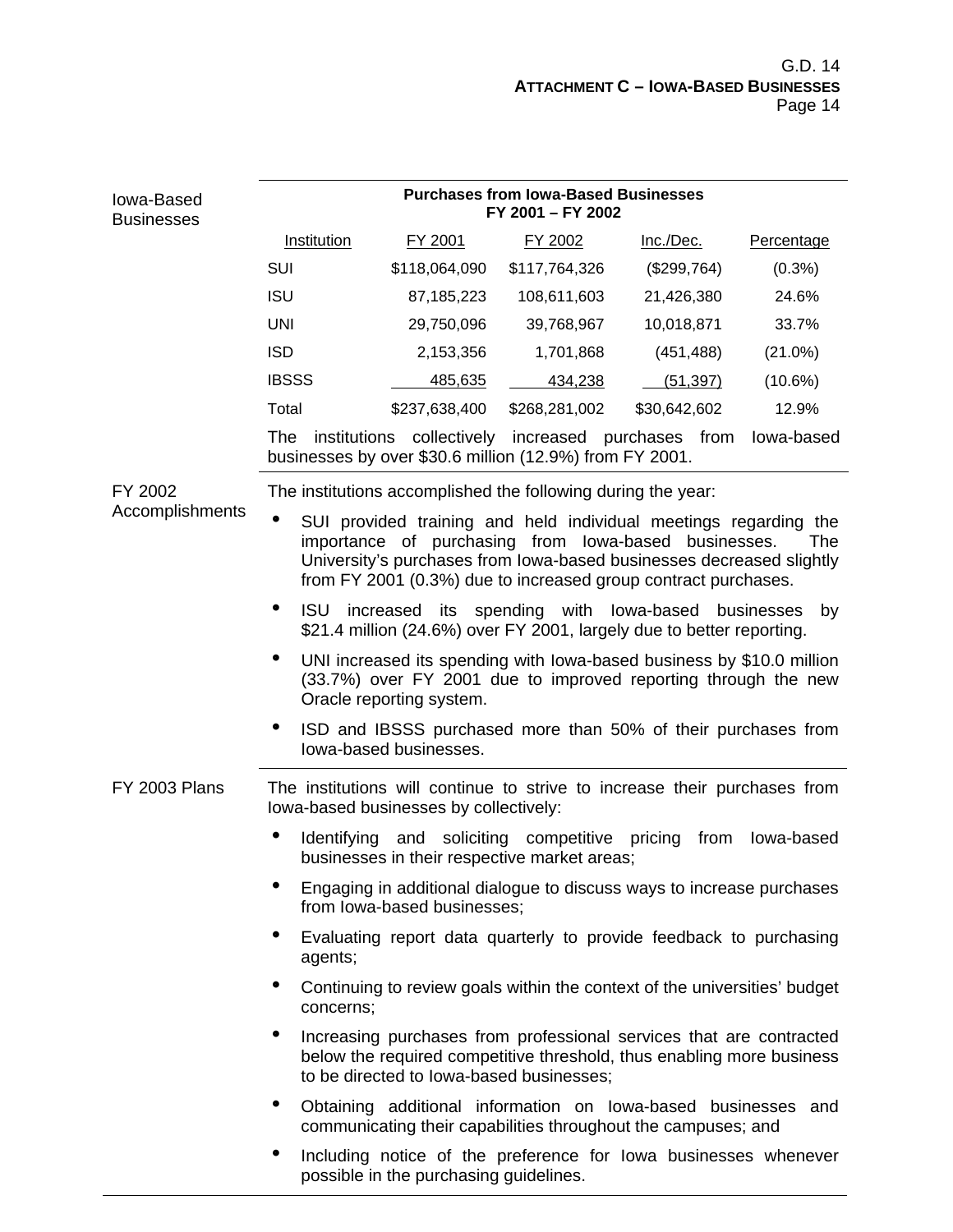## Iowa-Based Businesses

**Purchases from Iowa-Based Businesses FY 2001 – FY 2002**

| Institution | FY 2001 | FY 2002 | Inc./Dec. | Percentage |
|---|---|---|---|---|
| SUI | $118,064,090 | $117,764,326 | ($299,764) | (0.3%) |
| ISU | 87,185,223 | 108,611,603 | 21,426,380 | 24.6% |
| UNI | 29,750,096 | 39,768,967 | 10,018,871 | 33.7% |
| ISD | 2,153,356 | 1,701,868 | (451,488) | (21.0%) |
| IBSSS | 485,635 | 434,238 | (51,397) | (10.6%) |
| Total | $237,638,400 | $268,281,002 | $30,642,602 | 12.9% |

The institutions collectively increased purchases from Iowa-based businesses by over $30.6 million (12.9%) from FY 2001.

## FY 2002 Accomplishments

The institutions accomplished the following during the year:

- SUI provided training and held individual meetings regarding the importance of purchasing from Iowa-based businesses. The University's purchases from Iowa-based businesses decreased slightly from FY 2001 (0.3%) due to increased group contract purchases.
- ISU increased its spending with Iowa-based businesses by $21.4 million (24.6%) over FY 2001, largely due to better reporting.
- UNI increased its spending with Iowa-based business by $10.0 million (33.7%) over FY 2001 due to improved reporting through the new Oracle reporting system.
- ISD and IBSSS purchased more than 50% of their purchases from Iowa-based businesses.

## FY 2003 Plans

The institutions will continue to strive to increase their purchases from Iowa-based businesses by collectively:

- Identifying and soliciting competitive pricing from Iowa-based businesses in their respective market areas;
- Engaging in additional dialogue to discuss ways to increase purchases from Iowa-based businesses;
- Evaluating report data quarterly to provide feedback to purchasing agents;
- Continuing to review goals within the context of the universities' budget concerns;
- Increasing purchases from professional services that are contracted below the required competitive threshold, thus enabling more business to be directed to Iowa-based businesses;
- Obtaining additional information on Iowa-based businesses and communicating their capabilities throughout the campuses; and
- Including notice of the preference for Iowa businesses whenever possible in the purchasing guidelines.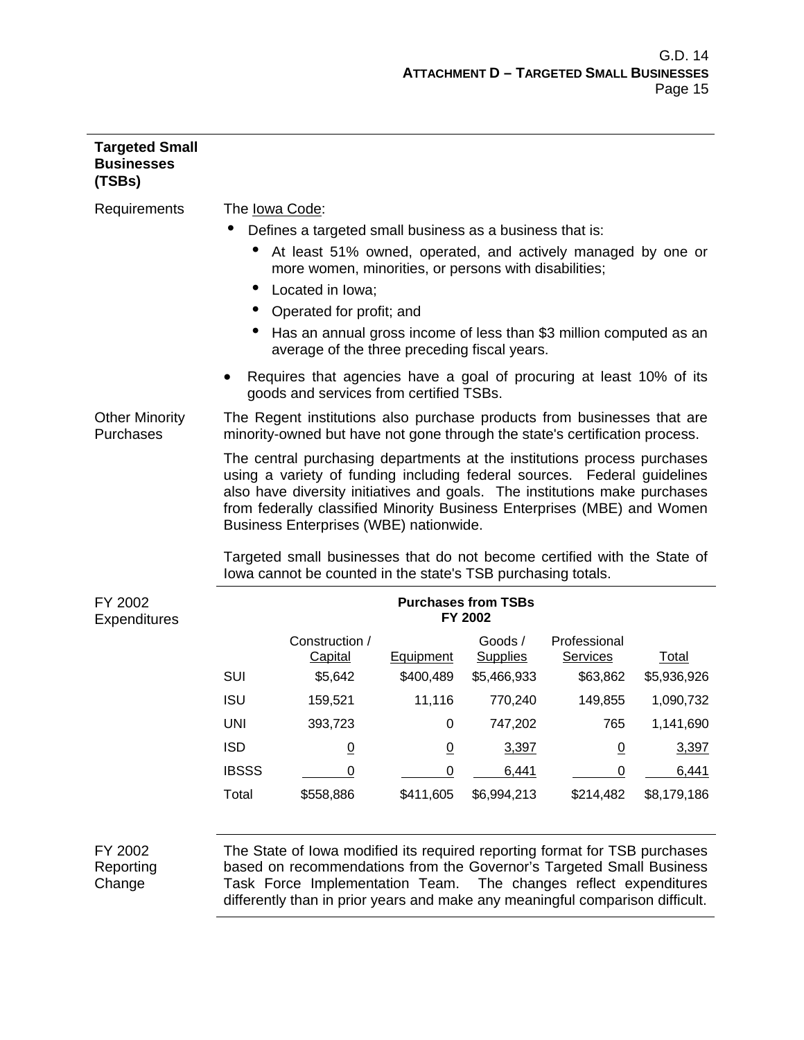## Targeted Small Businesses (TSBs)

**Requirements**

The Iowa Code:

- Defines a targeted small business as a business that is:
  - At least 51% owned, operated, and actively managed by one or more women, minorities, or persons with disabilities;
  - Located in Iowa;
  - Operated for profit; and
  - Has an annual gross income of less than $3 million computed as an average of the three preceding fiscal years.
- Requires that agencies have a goal of procuring at least 10% of its goods and services from certified TSBs.

**Other Minority Purchases**

The Regent institutions also purchase products from businesses that are minority-owned but have not gone through the state's certification process.

The central purchasing departments at the institutions process purchases using a variety of funding including federal sources. Federal guidelines also have diversity initiatives and goals. The institutions make purchases from federally classified Minority Business Enterprises (MBE) and Women Business Enterprises (WBE) nationwide.

Targeted small businesses that do not become certified with the State of Iowa cannot be counted in the state's TSB purchasing totals.

**FY 2002 Expenditures**

**Purchases from TSBs FY 2002**

| | Construction / Capital | Equipment | Goods / Supplies | Professional Services | Total |
|---|---|---|---|---|---|
| SUI | $5,642 | $400,489 | $5,466,933 | $63,862 | $5,936,926 |
| ISU | 159,521 | 11,116 | 770,240 | 149,855 | 1,090,732 |
| UNI | 393,723 | 0 | 747,202 | 765 | 1,141,690 |
| ISD | 0 | 0 | 3,397 | 0 | 3,397 |
| IBSSS | 0 | 0 | 6,441 | 0 | 6,441 |
| Total | $558,886 | $411,605 | $6,994,213 | $214,482 | $8,179,186 |

**FY 2002 Reporting Change**

The State of Iowa modified its required reporting format for TSB purchases based on recommendations from the Governor's Targeted Small Business Task Force Implementation Team. The changes reflect expenditures differently than in prior years and make any meaningful comparison difficult.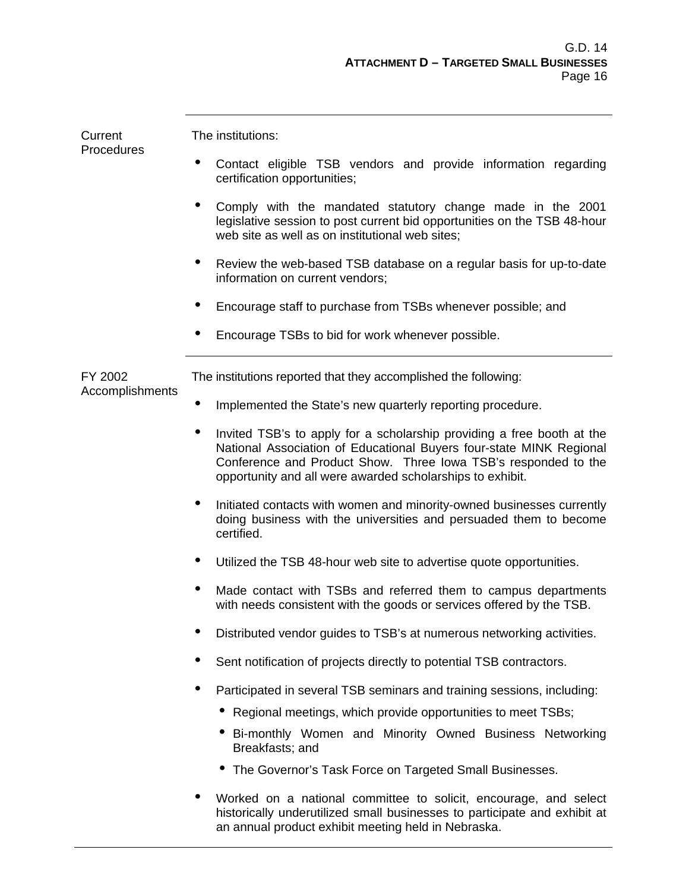| | |
|---|---|
| Current Procedures | The institutions:<br><br>• Contact eligible TSB vendors and provide information regarding certification opportunities;<br><br>• Comply with the mandated statutory change made in the 2001 legislative session to post current bid opportunities on the TSB 48-hour web site as well as on institutional web sites;<br><br>• Review the web-based TSB database on a regular basis for up-to-date information on current vendors;<br><br>• Encourage staff to purchase from TSBs whenever possible; and<br><br>• Encourage TSBs to bid for work whenever possible. |
| FY 2002 Accomplishments | The institutions reported that they accomplished the following:<br><br>• Implemented the State's new quarterly reporting procedure.<br><br>• Invited TSB's to apply for a scholarship providing a free booth at the National Association of Educational Buyers four-state MINK Regional Conference and Product Show. Three Iowa TSB's responded to the opportunity and all were awarded scholarships to exhibit.<br><br>• Initiated contacts with women and minority-owned businesses currently doing business with the universities and persuaded them to become certified.<br><br>• Utilized the TSB 48-hour web site to advertise quote opportunities.<br><br>• Made contact with TSBs and referred them to campus departments with needs consistent with the goods or services offered by the TSB.<br><br>• Distributed vendor guides to TSB's at numerous networking activities.<br><br>• Sent notification of projects directly to potential TSB contractors.<br><br>• Participated in several TSB seminars and training sessions, including:<br>&nbsp;&nbsp;&nbsp;&nbsp;• Regional meetings, which provide opportunities to meet TSBs;<br>&nbsp;&nbsp;&nbsp;&nbsp;• Bi-monthly Women and Minority Owned Business Networking Breakfasts; and<br>&nbsp;&nbsp;&nbsp;&nbsp;• The Governor's Task Force on Targeted Small Businesses.<br><br>• Worked on a national committee to solicit, encourage, and select historically underutilized small businesses to participate and exhibit at an annual product exhibit meeting held in Nebraska. |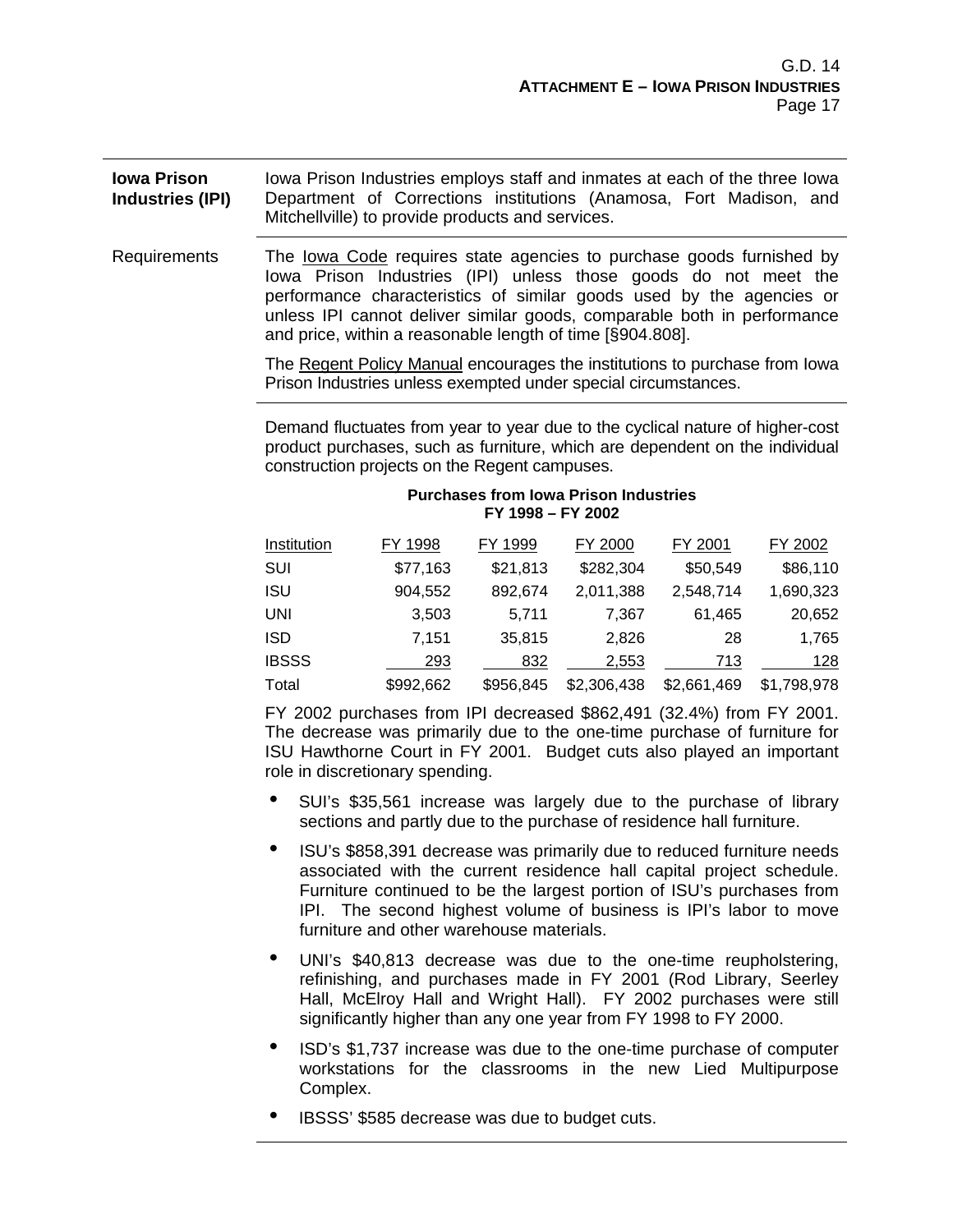**Iowa Prison Industries (IPI)**

Iowa Prison Industries employs staff and inmates at each of the three Iowa Department of Corrections institutions (Anamosa, Fort Madison, and Mitchellville) to provide products and services.

Requirements

The Iowa Code requires state agencies to purchase goods furnished by Iowa Prison Industries (IPI) unless those goods do not meet the performance characteristics of similar goods used by the agencies or unless IPI cannot deliver similar goods, comparable both in performance and price, within a reasonable length of time [§904.808].

The Regent Policy Manual encourages the institutions to purchase from Iowa Prison Industries unless exempted under special circumstances.

Demand fluctuates from year to year due to the cyclical nature of higher-cost product purchases, such as furniture, which are dependent on the individual construction projects on the Regent campuses.

**Purchases from Iowa Prison Industries**
**FY 1998 – FY 2002**

| Institution | FY 1998 | FY 1999 | FY 2000 | FY 2001 | FY 2002 |
|---|---|---|---|---|---|
| SUI | $77,163 | $21,813 | $282,304 | $50,549 | $86,110 |
| ISU | 904,552 | 892,674 | 2,011,388 | 2,548,714 | 1,690,323 |
| UNI | 3,503 | 5,711 | 7,367 | 61,465 | 20,652 |
| ISD | 7,151 | 35,815 | 2,826 | 28 | 1,765 |
| IBSSS | 293 | 832 | 2,553 | 713 | 128 |
| Total | $992,662 | $956,845 | $2,306,438 | $2,661,469 | $1,798,978 |

FY 2002 purchases from IPI decreased $862,491 (32.4%) from FY 2001. The decrease was primarily due to the one-time purchase of furniture for ISU Hawthorne Court in FY 2001. Budget cuts also played an important role in discretionary spending.

- SUI's $35,561 increase was largely due to the purchase of library sections and partly due to the purchase of residence hall furniture.
- ISU's $858,391 decrease was primarily due to reduced furniture needs associated with the current residence hall capital project schedule. Furniture continued to be the largest portion of ISU's purchases from IPI. The second highest volume of business is IPI's labor to move furniture and other warehouse materials.
- UNI's $40,813 decrease was due to the one-time reupholstering, refinishing, and purchases made in FY 2001 (Rod Library, Seerley Hall, McElroy Hall and Wright Hall). FY 2002 purchases were still significantly higher than any one year from FY 1998 to FY 2000.
- ISD's $1,737 increase was due to the one-time purchase of computer workstations for the classrooms in the new Lied Multipurpose Complex.
- IBSSS' $585 decrease was due to budget cuts.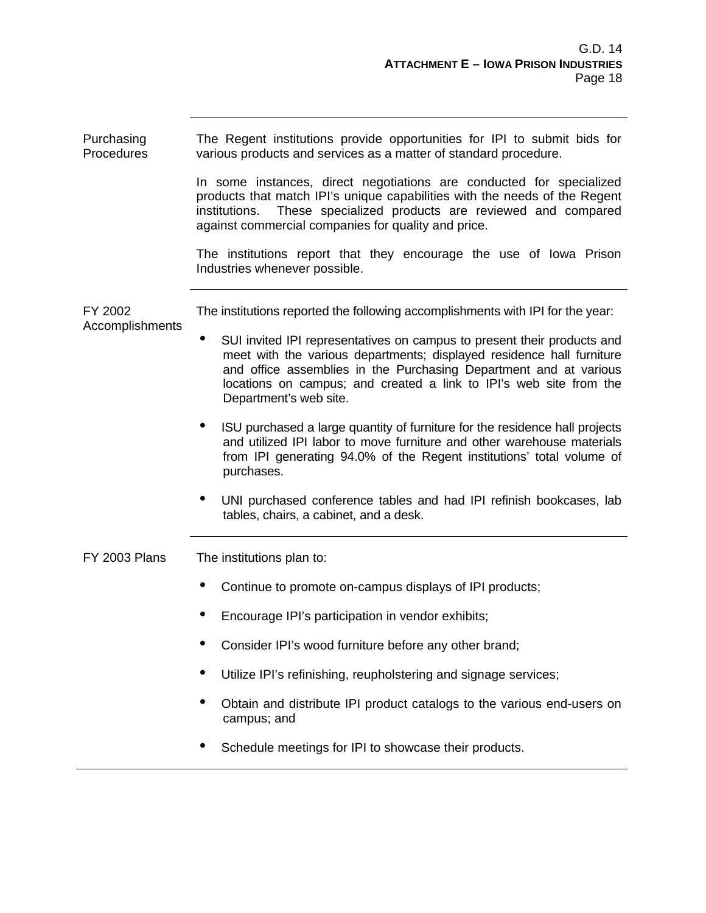| | |
|---|---|
| Purchasing Procedures | The Regent institutions provide opportunities for IPI to submit bids for various products and services as a matter of standard procedure.<br><br>In some instances, direct negotiations are conducted for specialized products that match IPI's unique capabilities with the needs of the Regent institutions. These specialized products are reviewed and compared against commercial companies for quality and price.<br><br>The institutions report that they encourage the use of Iowa Prison Industries whenever possible. |
| FY 2002 Accomplishments | The institutions reported the following accomplishments with IPI for the year:<br><br>• SUI invited IPI representatives on campus to present their products and meet with the various departments; displayed residence hall furniture and office assemblies in the Purchasing Department and at various locations on campus; and created a link to IPI's web site from the Department's web site.<br><br>• ISU purchased a large quantity of furniture for the residence hall projects and utilized IPI labor to move furniture and other warehouse materials from IPI generating 94.0% of the Regent institutions' total volume of purchases.<br><br>• UNI purchased conference tables and had IPI refinish bookcases, lab tables, chairs, a cabinet, and a desk. |
| FY 2003 Plans | The institutions plan to:<br><br>• Continue to promote on-campus displays of IPI products;<br><br>• Encourage IPI's participation in vendor exhibits;<br><br>• Consider IPI's wood furniture before any other brand;<br><br>• Utilize IPI's refinishing, reupholstering and signage services;<br><br>• Obtain and distribute IPI product catalogs to the various end-users on campus; and<br><br>• Schedule meetings for IPI to showcase their products. |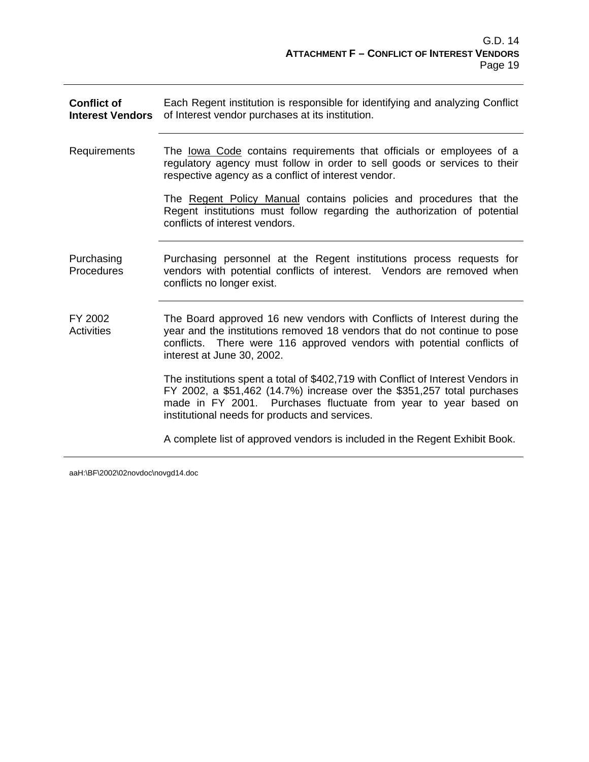ATTACHMENT F – CONFLICT OF INTEREST VENDORS

**Conflict of Interest Vendors**

Each Regent institution is responsible for identifying and analyzing Conflict of Interest vendor purchases at its institution.

Requirements

The Iowa Code contains requirements that officials or employees of a regulatory agency must follow in order to sell goods or services to their respective agency as a conflict of interest vendor.

The Regent Policy Manual contains policies and procedures that the Regent institutions must follow regarding the authorization of potential conflicts of interest vendors.

Purchasing Procedures

Purchasing personnel at the Regent institutions process requests for vendors with potential conflicts of interest. Vendors are removed when conflicts no longer exist.

FY 2002 Activities

The Board approved 16 new vendors with Conflicts of Interest during the year and the institutions removed 18 vendors that do not continue to pose conflicts. There were 116 approved vendors with potential conflicts of interest at June 30, 2002.

The institutions spent a total of $402,719 with Conflict of Interest Vendors in FY 2002, a $51,462 (14.7%) increase over the $351,257 total purchases made in FY 2001. Purchases fluctuate from year to year based on institutional needs for products and services.

A complete list of approved vendors is included in the Regent Exhibit Book.

aaH:\BF\2002\02novdoc\novgd14.doc